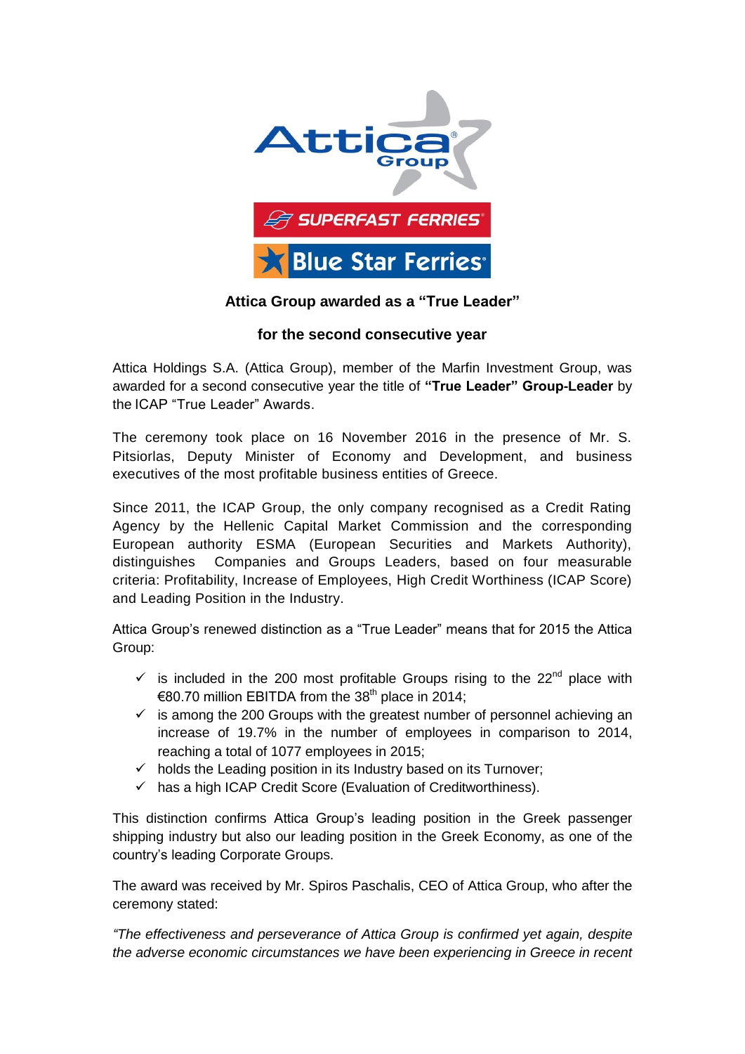**Attica Group awarded as a "True Leader"**

**for the second consecutive year**

Attica Holdings S.A. (Attica Group), member of the Marfin Investment Group, was awarded for a second consecutive year the title of **"True Leader" Group-Leader** by the ICAP "True Leader" Awards.

The ceremony took place on 16 November 2016 in the presence of Mr. S. Pitsiorlas, Deputy Minister of Economy and Development, and business executives of the most profitable business entities of Greece.

Since 2011, the ICAP Group, the only company recognised as a Credit Rating Agency by the Hellenic Capital Market Commission and the corresponding European authority ESMA (European Securities and Markets Authority), distinguishes Companies and Groups Leaders, based on four measurable criteria: Profitability, Increase of Employees, High Credit Worthiness (ICAP Score) and Leading Position in the Industry.

Attica Group's renewed distinction as a "True Leader" means that for 2015 the Attica Group:

- ✓ is included in the 200 most profitable Groups rising to the 22nd place with €80.70 million EBITDA from the 38th place in 2014;
- ✓ is among the 200 Groups with the greatest number of personnel achieving an increase of 19.7% in the number of employees in comparison to 2014, reaching a total of 1077 employees in 2015;
- ✓ holds the Leading position in its Industry based on its Turnover;
- ✓ has a high ICAP Credit Score (Evaluation of Creditworthiness).

This distinction confirms Attica Group's leading position in the Greek passenger shipping industry but also our leading position in the Greek Economy, as one of the country's leading Corporate Groups.

The award was received by Mr. Spiros Paschalis, CEO of Attica Group, who after the ceremony stated:

*"The effectiveness and perseverance of Attica Group is confirmed yet again, despite the adverse economic circumstances we have been experiencing in Greece in recent*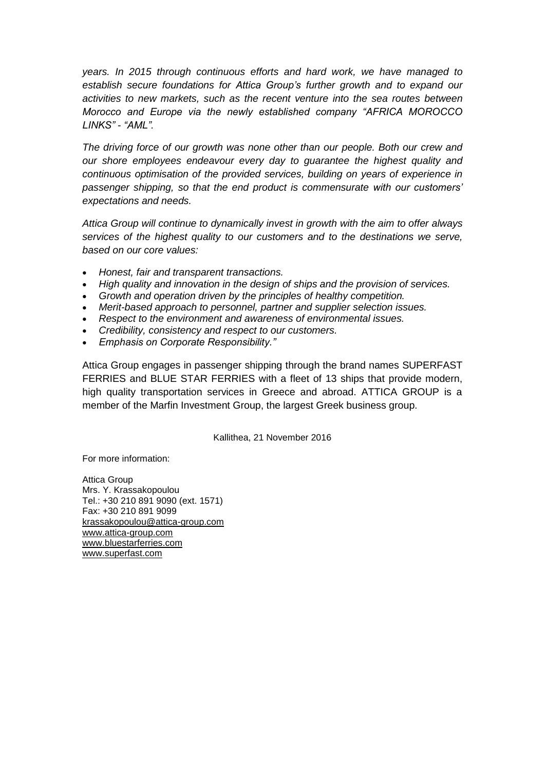*years. In 2015 through continuous efforts and hard work, we have managed to establish secure foundations for Attica Group's further growth and to expand our activities to new markets, such as the recent venture into the sea routes between Morocco and Europe via the newly established company "AFRICA MOROCCO LINKS" - "AML".*

*The driving force of our growth was none other than our people. Both our crew and our shore employees endeavour every day to guarantee the highest quality and continuous optimisation of the provided services, building on years of experience in passenger shipping, so that the end product is commensurate with our customers' expectations and needs.*

*Attica Group will continue to dynamically invest in growth with the aim to offer always services of the highest quality to our customers and to the destinations we serve, based on our core values:*

- *Honest, fair and transparent transactions.*
- *High quality and innovation in the design of ships and the provision of services.*
- *Growth and operation driven by the principles of healthy competition.*
- *Merit-based approach to personnel, partner and supplier selection issues.*
- *Respect to the environment and awareness of environmental issues.*
- *Credibility, consistency and respect to our customers.*
- *Emphasis on Corporate Responsibility."*

Attica Group engages in passenger shipping through the brand names SUPERFAST FERRIES and BLUE STAR FERRIES with a fleet of 13 ships that provide modern, high quality transportation services in Greece and abroad. ATTICA GROUP is a member of the Marfin Investment Group, the largest Greek business group.

Kallithea, 21 November 2016

For more information:

Attica Group
Mrs. Y. Krassakopoulou
Tel.: +30 210 891 9090 (ext. 1571)
Fax: +30 210 891 9099
krassakopoulou@attica-group.com
www.attica-group.com
www.bluestarferries.com
www.superfast.com